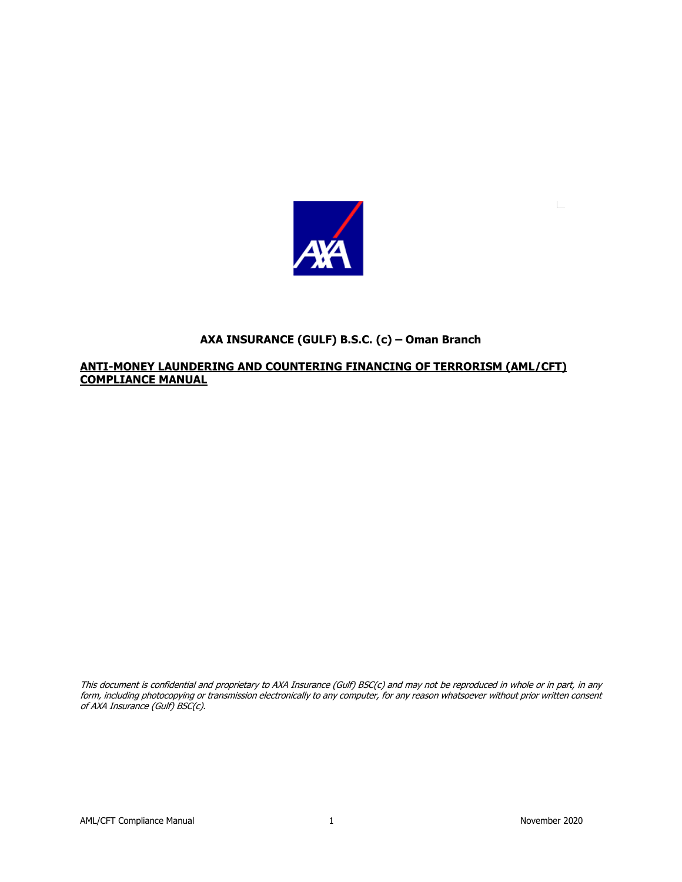**AXA INSURANCE (GULF) B.S.C. (c) – Oman Branch**

# ANTI-MONEY LAUNDERING AND COUNTERING FINANCING OF TERRORISM (AML/CFT) COMPLIANCE MANUAL

*This document is confidential and proprietary to AXA Insurance (Gulf) BSC(c) and may not be reproduced in whole or in part, in any form, including photocopying or transmission electronically to any computer, for any reason whatsoever without prior written consent of AXA Insurance (Gulf) BSC(c).*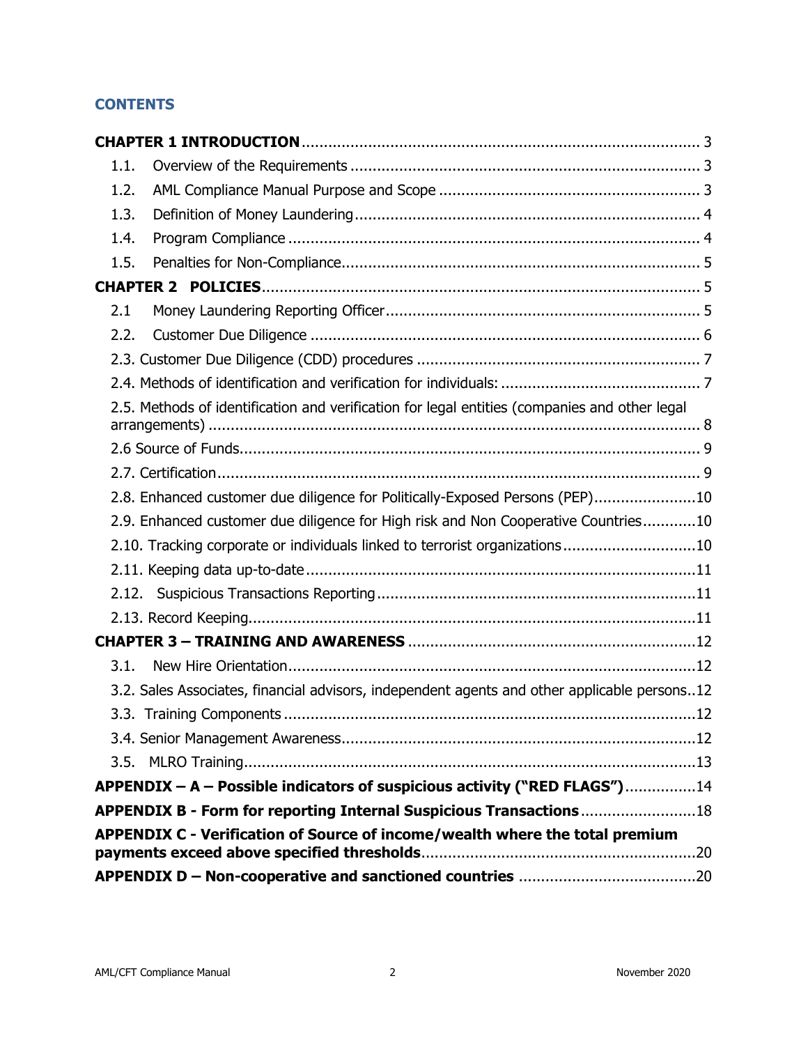## CONTENTS

**CHAPTER 1 INTRODUCTION** ........ 3

- 1.1. Overview of the Requirements ........ 3
- 1.2. AML Compliance Manual Purpose and Scope ........ 3
- 1.3. Definition of Money Laundering ........ 4
- 1.4. Program Compliance ........ 4
- 1.5. Penalties for Non-Compliance ........ 5

**CHAPTER 2 POLICIES** ........ 5

- 2.1 Money Laundering Reporting Officer ........ 5
- 2.2. Customer Due Diligence ........ 6
- 2.3. Customer Due Diligence (CDD) procedures ........ 7
- 2.4. Methods of identification and verification for individuals: ........ 7
- 2.5. Methods of identification and verification for legal entities (companies and other legal arrangements) ........ 8
- 2.6 Source of Funds ........ 9
- 2.7. Certification ........ 9
- 2.8. Enhanced customer due diligence for Politically-Exposed Persons (PEP) ........ 10
- 2.9. Enhanced customer due diligence for High risk and Non Cooperative Countries ........ 10
- 2.10. Tracking corporate or individuals linked to terrorist organizations ........ 10
- 2.11. Keeping data up-to-date ........ 11
- 2.12. Suspicious Transactions Reporting ........ 11
- 2.13. Record Keeping ........ 11

**CHAPTER 3 – TRAINING AND AWARENESS** ........ 12

- 3.1. New Hire Orientation ........ 12
- 3.2. Sales Associates, financial advisors, independent agents and other applicable persons ........ 12
- 3.3. Training Components ........ 12
- 3.4. Senior Management Awareness ........ 12
- 3.5. MLRO Training ........ 13

**APPENDIX – A – Possible indicators of suspicious activity ("RED FLAGS")** ........ 14

**APPENDIX B - Form for reporting Internal Suspicious Transactions** ........ 18

**APPENDIX C - Verification of Source of income/wealth where the total premium payments exceed above specified thresholds** ........ 20

**APPENDIX D – Non-cooperative and sanctioned countries** ........ 20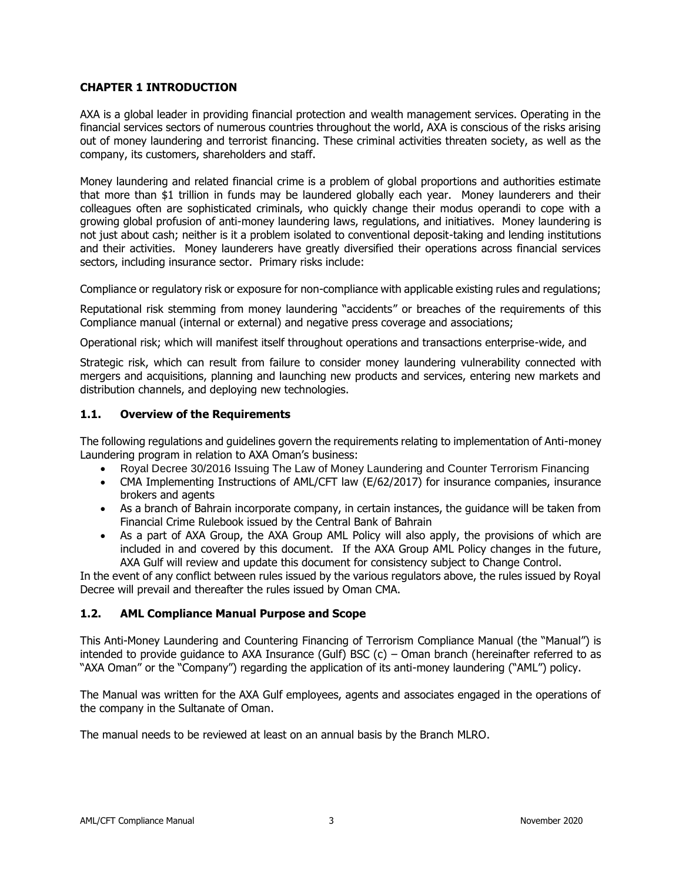## CHAPTER 1 INTRODUCTION

AXA is a global leader in providing financial protection and wealth management services. Operating in the financial services sectors of numerous countries throughout the world, AXA is conscious of the risks arising out of money laundering and terrorist financing. These criminal activities threaten society, as well as the company, its customers, shareholders and staff.

Money laundering and related financial crime is a problem of global proportions and authorities estimate that more than $1 trillion in funds may be laundered globally each year. Money launderers and their colleagues often are sophisticated criminals, who quickly change their modus operandi to cope with a growing global profusion of anti-money laundering laws, regulations, and initiatives. Money laundering is not just about cash; neither is it a problem isolated to conventional deposit-taking and lending institutions and their activities. Money launderers have greatly diversified their operations across financial services sectors, including insurance sector. Primary risks include:

Compliance or regulatory risk or exposure for non-compliance with applicable existing rules and regulations;

Reputational risk stemming from money laundering "accidents" or breaches of the requirements of this Compliance manual (internal or external) and negative press coverage and associations;

Operational risk; which will manifest itself throughout operations and transactions enterprise-wide, and

Strategic risk, which can result from failure to consider money laundering vulnerability connected with mergers and acquisitions, planning and launching new products and services, entering new markets and distribution channels, and deploying new technologies.

### 1.1. Overview of the Requirements

The following regulations and guidelines govern the requirements relating to implementation of Anti-money Laundering program in relation to AXA Oman's business:

- Royal Decree 30/2016 Issuing The Law of Money Laundering and Counter Terrorism Financing
- CMA Implementing Instructions of AML/CFT law (E/62/2017) for insurance companies, insurance brokers and agents
- As a branch of Bahrain incorporate company, in certain instances, the guidance will be taken from Financial Crime Rulebook issued by the Central Bank of Bahrain
- As a part of AXA Group, the AXA Group AML Policy will also apply, the provisions of which are included in and covered by this document. If the AXA Group AML Policy changes in the future, AXA Gulf will review and update this document for consistency subject to Change Control.

In the event of any conflict between rules issued by the various regulators above, the rules issued by Royal Decree will prevail and thereafter the rules issued by Oman CMA.

### 1.2. AML Compliance Manual Purpose and Scope

This Anti-Money Laundering and Countering Financing of Terrorism Compliance Manual (the "Manual") is intended to provide guidance to AXA Insurance (Gulf) BSC (c) – Oman branch (hereinafter referred to as "AXA Oman" or the "Company") regarding the application of its anti-money laundering ("AML") policy.

The Manual was written for the AXA Gulf employees, agents and associates engaged in the operations of the company in the Sultanate of Oman.

The manual needs to be reviewed at least on an annual basis by the Branch MLRO.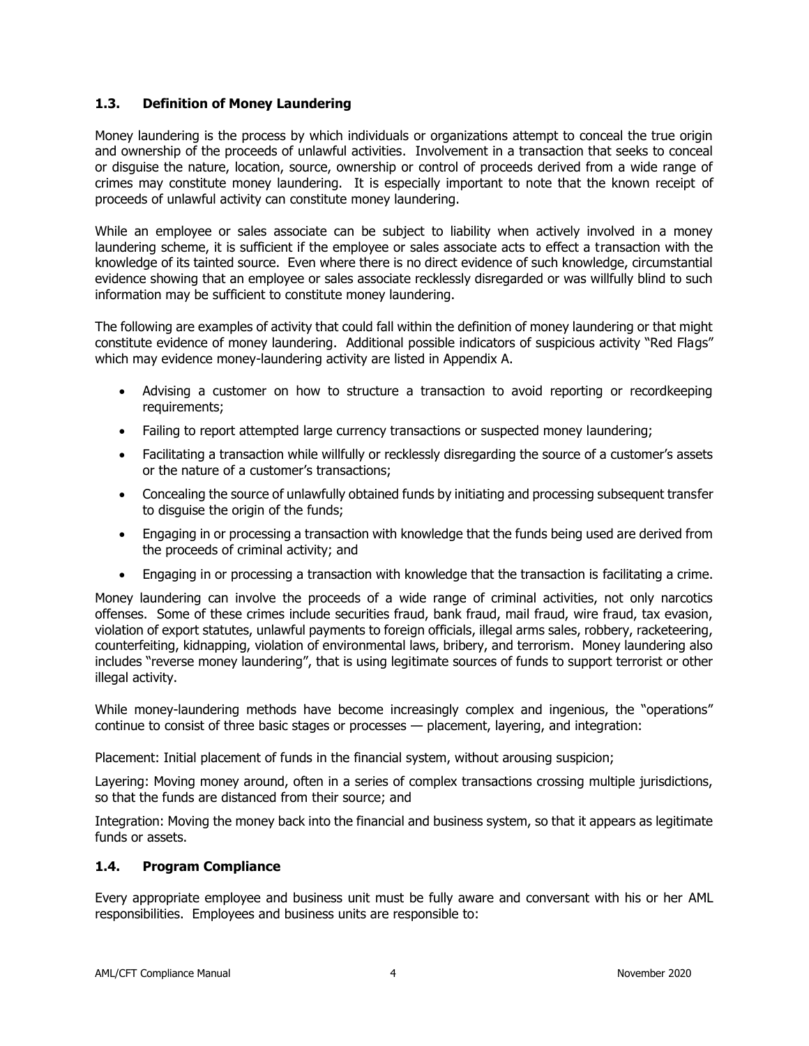### 1.3. Definition of Money Laundering

Money laundering is the process by which individuals or organizations attempt to conceal the true origin and ownership of the proceeds of unlawful activities. Involvement in a transaction that seeks to conceal or disguise the nature, location, source, ownership or control of proceeds derived from a wide range of crimes may constitute money laundering. It is especially important to note that the known receipt of proceeds of unlawful activity can constitute money laundering.

While an employee or sales associate can be subject to liability when actively involved in a money laundering scheme, it is sufficient if the employee or sales associate acts to effect a transaction with the knowledge of its tainted source. Even where there is no direct evidence of such knowledge, circumstantial evidence showing that an employee or sales associate recklessly disregarded or was willfully blind to such information may be sufficient to constitute money laundering.

The following are examples of activity that could fall within the definition of money laundering or that might constitute evidence of money laundering. Additional possible indicators of suspicious activity "Red Flags" which may evidence money-laundering activity are listed in Appendix A.

- Advising a customer on how to structure a transaction to avoid reporting or recordkeeping requirements;
- Failing to report attempted large currency transactions or suspected money laundering;
- Facilitating a transaction while willfully or recklessly disregarding the source of a customer's assets or the nature of a customer's transactions;
- Concealing the source of unlawfully obtained funds by initiating and processing subsequent transfer to disguise the origin of the funds;
- Engaging in or processing a transaction with knowledge that the funds being used are derived from the proceeds of criminal activity; and
- Engaging in or processing a transaction with knowledge that the transaction is facilitating a crime.

Money laundering can involve the proceeds of a wide range of criminal activities, not only narcotics offenses. Some of these crimes include securities fraud, bank fraud, mail fraud, wire fraud, tax evasion, violation of export statutes, unlawful payments to foreign officials, illegal arms sales, robbery, racketeering, counterfeiting, kidnapping, violation of environmental laws, bribery, and terrorism. Money laundering also includes "reverse money laundering", that is using legitimate sources of funds to support terrorist or other illegal activity.

While money-laundering methods have become increasingly complex and ingenious, the "operations" continue to consist of three basic stages or processes — placement, layering, and integration:

Placement: Initial placement of funds in the financial system, without arousing suspicion;

Layering: Moving money around, often in a series of complex transactions crossing multiple jurisdictions, so that the funds are distanced from their source; and

Integration: Moving the money back into the financial and business system, so that it appears as legitimate funds or assets.

### 1.4. Program Compliance

Every appropriate employee and business unit must be fully aware and conversant with his or her AML responsibilities. Employees and business units are responsible to: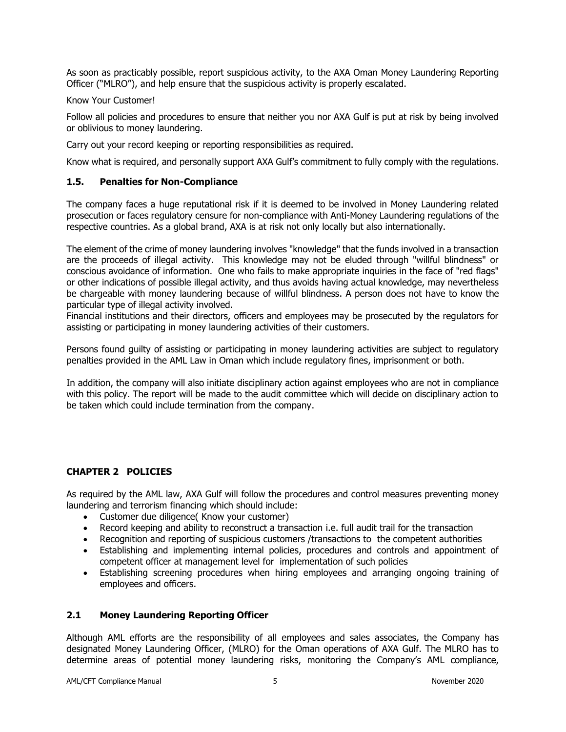As soon as practicably possible, report suspicious activity, to the AXA Oman Money Laundering Reporting Officer ("MLRO"), and help ensure that the suspicious activity is properly escalated.

Know Your Customer!

Follow all policies and procedures to ensure that neither you nor AXA Gulf is put at risk by being involved or oblivious to money laundering.

Carry out your record keeping or reporting responsibilities as required.

Know what is required, and personally support AXA Gulf's commitment to fully comply with the regulations.

### 1.5. Penalties for Non-Compliance

The company faces a huge reputational risk if it is deemed to be involved in Money Laundering related prosecution or faces regulatory censure for non-compliance with Anti-Money Laundering regulations of the respective countries. As a global brand, AXA is at risk not only locally but also internationally.

The element of the crime of money laundering involves "knowledge" that the funds involved in a transaction are the proceeds of illegal activity. This knowledge may not be eluded through "willful blindness" or conscious avoidance of information. One who fails to make appropriate inquiries in the face of "red flags" or other indications of possible illegal activity, and thus avoids having actual knowledge, may nevertheless be chargeable with money laundering because of willful blindness. A person does not have to know the particular type of illegal activity involved.

Financial institutions and their directors, officers and employees may be prosecuted by the regulators for assisting or participating in money laundering activities of their customers.

Persons found guilty of assisting or participating in money laundering activities are subject to regulatory penalties provided in the AML Law in Oman which include regulatory fines, imprisonment or both.

In addition, the company will also initiate disciplinary action against employees who are not in compliance with this policy. The report will be made to the audit committee which will decide on disciplinary action to be taken which could include termination from the company.

## CHAPTER 2 POLICIES

As required by the AML law, AXA Gulf will follow the procedures and control measures preventing money laundering and terrorism financing which should include:

- Customer due diligence( Know your customer)
- Record keeping and ability to reconstruct a transaction i.e. full audit trail for the transaction
- Recognition and reporting of suspicious customers /transactions to the competent authorities
- Establishing and implementing internal policies, procedures and controls and appointment of competent officer at management level for implementation of such policies
- Establishing screening procedures when hiring employees and arranging ongoing training of employees and officers.

### 2.1 Money Laundering Reporting Officer

Although AML efforts are the responsibility of all employees and sales associates, the Company has designated Money Laundering Officer, (MLRO) for the Oman operations of AXA Gulf. The MLRO has to determine areas of potential money laundering risks, monitoring the Company's AML compliance,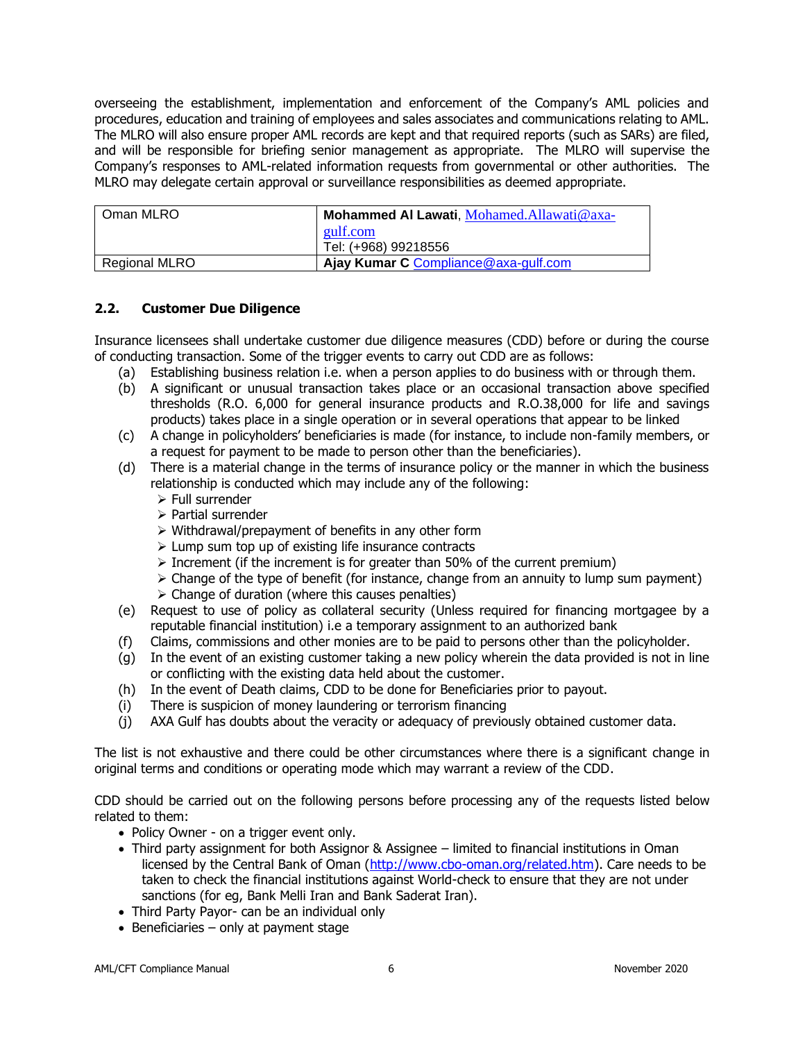overseeing the establishment, implementation and enforcement of the Company's AML policies and procedures, education and training of employees and sales associates and communications relating to AML. The MLRO will also ensure proper AML records are kept and that required reports (such as SARs) are filed, and will be responsible for briefing senior management as appropriate. The MLRO will supervise the Company's responses to AML-related information requests from governmental or other authorities. The MLRO may delegate certain approval or surveillance responsibilities as deemed appropriate.

| Oman MLRO | **Mohammed Al Lawati**, Mohamed.Allawati@axa-gulf.com<br>Tel: (+968) 99218556 |
|---|---|
| Regional MLRO | **Ajay Kumar C** Compliance@axa-gulf.com |

### 2.2. Customer Due Diligence

Insurance licensees shall undertake customer due diligence measures (CDD) before or during the course of conducting transaction. Some of the trigger events to carry out CDD are as follows:

(a) Establishing business relation i.e. when a person applies to do business with or through them.

(b) A significant or unusual transaction takes place or an occasional transaction above specified thresholds (R.O. 6,000 for general insurance products and R.O.38,000 for life and savings products) takes place in a single operation or in several operations that appear to be linked

(c) A change in policyholders' beneficiaries is made (for instance, to include non-family members, or a request for payment to be made to person other than the beneficiaries).

(d) There is a material change in the terms of insurance policy or the manner in which the business relationship is conducted which may include any of the following:
- Full surrender
- Partial surrender
- Withdrawal/prepayment of benefits in any other form
- Lump sum top up of existing life insurance contracts
- Increment (if the increment is for greater than 50% of the current premium)
- Change of the type of benefit (for instance, change from an annuity to lump sum payment)
- Change of duration (where this causes penalties)

(e) Request to use of policy as collateral security (Unless required for financing mortgagee by a reputable financial institution) i.e a temporary assignment to an authorized bank

(f) Claims, commissions and other monies are to be paid to persons other than the policyholder.

(g) In the event of an existing customer taking a new policy wherein the data provided is not in line or conflicting with the existing data held about the customer.

(h) In the event of Death claims, CDD to be done for Beneficiaries prior to payout.

(i) There is suspicion of money laundering or terrorism financing

(j) AXA Gulf has doubts about the veracity or adequacy of previously obtained customer data.

The list is not exhaustive and there could be other circumstances where there is a significant change in original terms and conditions or operating mode which may warrant a review of the CDD.

CDD should be carried out on the following persons before processing any of the requests listed below related to them:

- Policy Owner - on a trigger event only.
- Third party assignment for both Assignor & Assignee – limited to financial institutions in Oman licensed by the Central Bank of Oman (http://www.cbo-oman.org/related.htm). Care needs to be taken to check the financial institutions against World-check to ensure that they are not under sanctions (for eg, Bank Melli Iran and Bank Saderat Iran).
- Third Party Payor- can be an individual only
- Beneficiaries – only at payment stage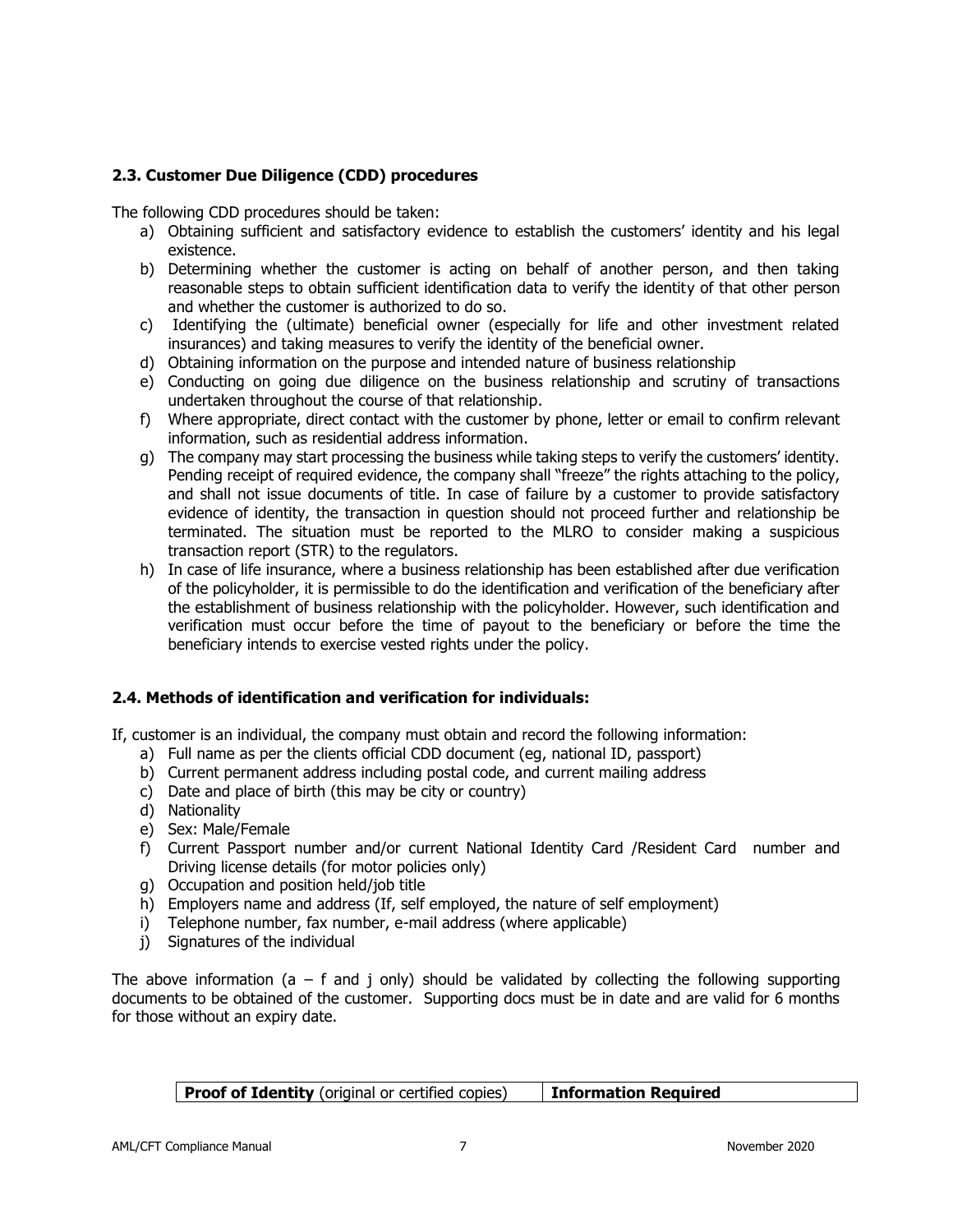### 2.3. Customer Due Diligence (CDD) procedures

The following CDD procedures should be taken:

a) Obtaining sufficient and satisfactory evidence to establish the customers' identity and his legal existence.
b) Determining whether the customer is acting on behalf of another person, and then taking reasonable steps to obtain sufficient identification data to verify the identity of that other person and whether the customer is authorized to do so.
c) Identifying the (ultimate) beneficial owner (especially for life and other investment related insurances) and taking measures to verify the identity of the beneficial owner.
d) Obtaining information on the purpose and intended nature of business relationship
e) Conducting on going due diligence on the business relationship and scrutiny of transactions undertaken throughout the course of that relationship.
f) Where appropriate, direct contact with the customer by phone, letter or email to confirm relevant information, such as residential address information.
g) The company may start processing the business while taking steps to verify the customers' identity. Pending receipt of required evidence, the company shall "freeze" the rights attaching to the policy, and shall not issue documents of title. In case of failure by a customer to provide satisfactory evidence of identity, the transaction in question should not proceed further and relationship be terminated. The situation must be reported to the MLRO to consider making a suspicious transaction report (STR) to the regulators.
h) In case of life insurance, where a business relationship has been established after due verification of the policyholder, it is permissible to do the identification and verification of the beneficiary after the establishment of business relationship with the policyholder. However, such identification and verification must occur before the time of payout to the beneficiary or before the time the beneficiary intends to exercise vested rights under the policy.

### 2.4. Methods of identification and verification for individuals:

If, customer is an individual, the company must obtain and record the following information:

a) Full name as per the clients official CDD document (eg, national ID, passport)
b) Current permanent address including postal code, and current mailing address
c) Date and place of birth (this may be city or country)
d) Nationality
e) Sex: Male/Female
f) Current Passport number and/or current National Identity Card /Resident Card number and Driving license details (for motor policies only)
g) Occupation and position held/job title
h) Employers name and address (If, self employed, the nature of self employment)
i) Telephone number, fax number, e-mail address (where applicable)
j) Signatures of the individual

The above information (a – f and j only) should be validated by collecting the following supporting documents to be obtained of the customer. Supporting docs must be in date and are valid for 6 months for those without an expiry date.

| **Proof of Identity** (original or certified copies) | **Information Required** |
|---|---|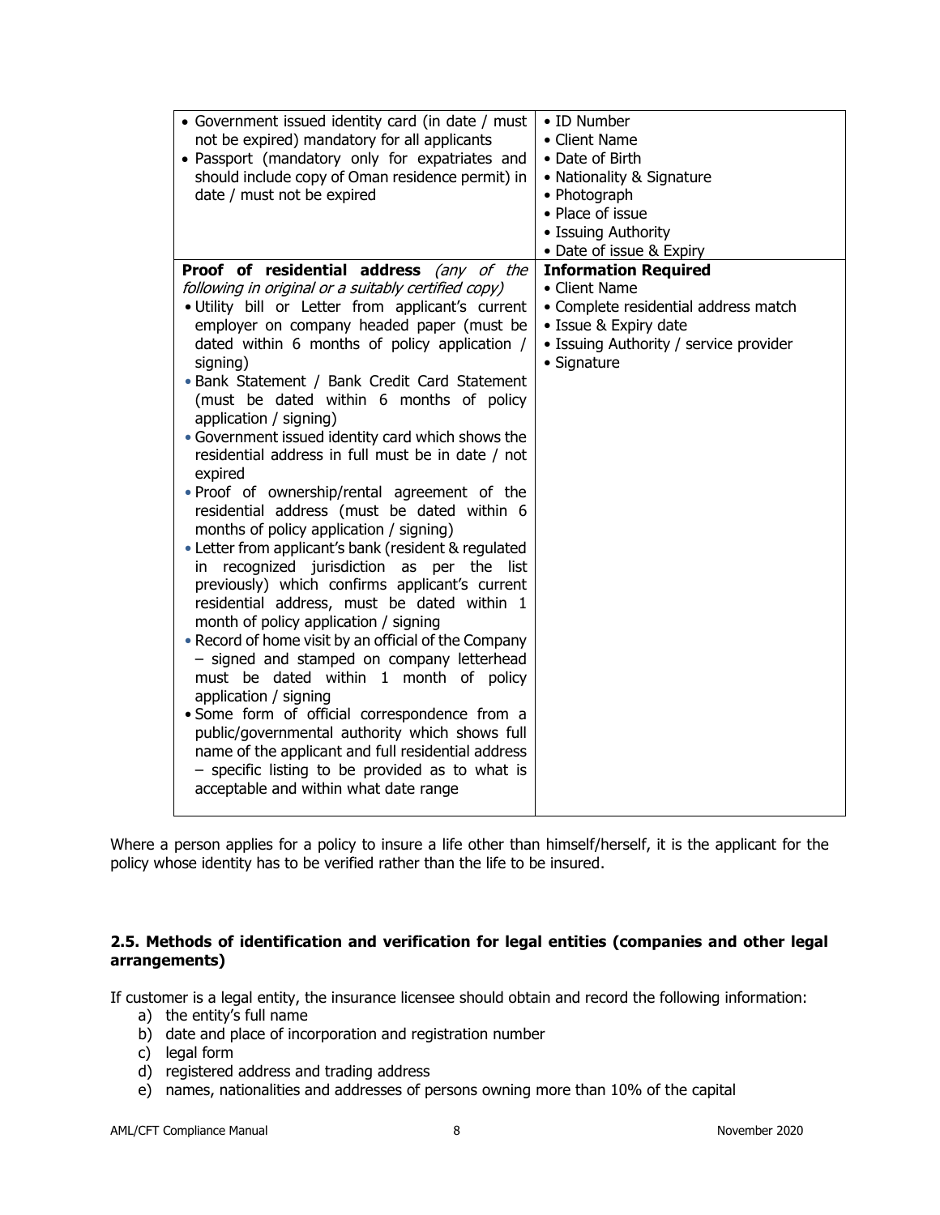| • Government issued identity card (in date / must not be expired) mandatory for all applicants<br>• Passport (mandatory only for expatriates and should include copy of Oman residence permit) in date / must not be expired | • ID Number<br>• Client Name<br>• Date of Birth<br>• Nationality & Signature<br>• Photograph<br>• Place of issue<br>• Issuing Authority<br>• Date of issue & Expiry |
|---|---|
| **Proof of residential address** *(any of the following in original or a suitably certified copy)*<br>• Utility bill or Letter from applicant's current employer on company headed paper (must be dated within 6 months of policy application / signing)<br>• Bank Statement / Bank Credit Card Statement (must be dated within 6 months of policy application / signing)<br>• Government issued identity card which shows the residential address in full must be in date / not expired<br>• Proof of ownership/rental agreement of the residential address (must be dated within 6 months of policy application / signing)<br>• Letter from applicant's bank (resident & regulated in recognized jurisdiction as per the list previously) which confirms applicant's current residential address, must be dated within 1 month of policy application / signing<br>• Record of home visit by an official of the Company – signed and stamped on company letterhead must be dated within 1 month of policy application / signing<br>• Some form of official correspondence from a public/governmental authority which shows full name of the applicant and full residential address – specific listing to be provided as to what is acceptable and within what date range | **Information Required**<br>• Client Name<br>• Complete residential address match<br>• Issue & Expiry date<br>• Issuing Authority / service provider<br>• Signature |

Where a person applies for a policy to insure a life other than himself/herself, it is the applicant for the policy whose identity has to be verified rather than the life to be insured.

### 2.5. Methods of identification and verification for legal entities (companies and other legal arrangements)

If customer is a legal entity, the insurance licensee should obtain and record the following information:

a) the entity's full name
b) date and place of incorporation and registration number
c) legal form
d) registered address and trading address
e) names, nationalities and addresses of persons owning more than 10% of the capital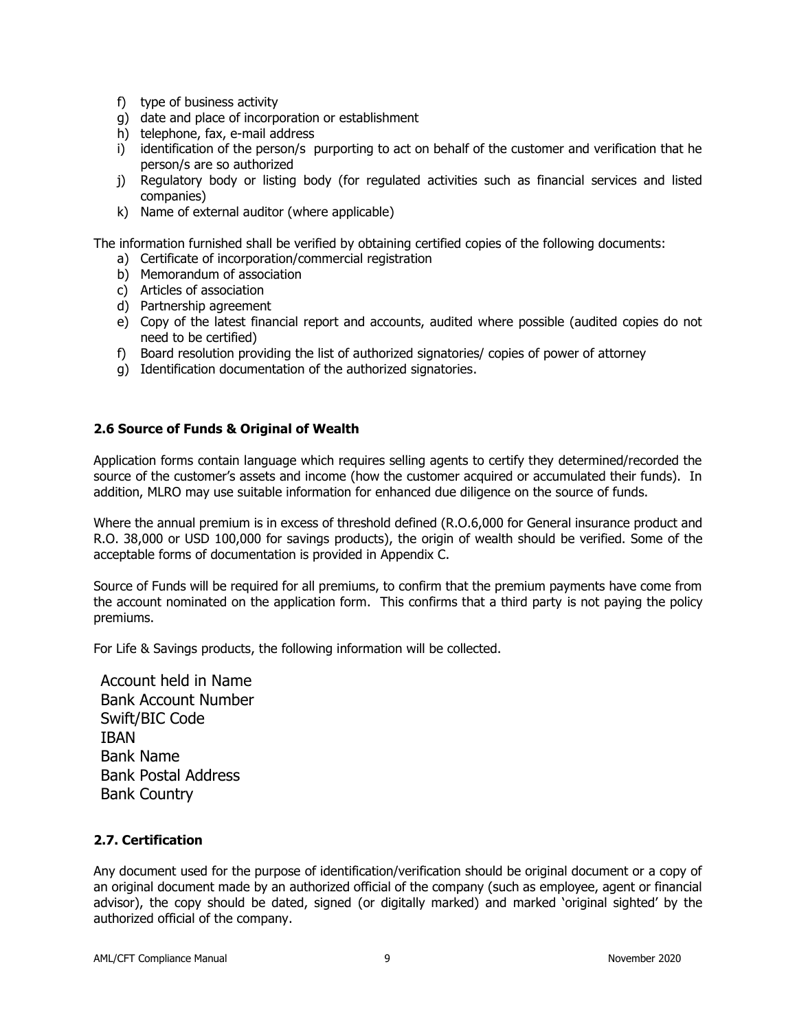f) type of business activity
g) date and place of incorporation or establishment
h) telephone, fax, e-mail address
i) identification of the person/s purporting to act on behalf of the customer and verification that he person/s are so authorized
j) Regulatory body or listing body (for regulated activities such as financial services and listed companies)
k) Name of external auditor (where applicable)

The information furnished shall be verified by obtaining certified copies of the following documents:

a) Certificate of incorporation/commercial registration
b) Memorandum of association
c) Articles of association
d) Partnership agreement
e) Copy of the latest financial report and accounts, audited where possible (audited copies do not need to be certified)
f) Board resolution providing the list of authorized signatories/ copies of power of attorney
g) Identification documentation of the authorized signatories.

### 2.6 Source of Funds & Original of Wealth

Application forms contain language which requires selling agents to certify they determined/recorded the source of the customer's assets and income (how the customer acquired or accumulated their funds). In addition, MLRO may use suitable information for enhanced due diligence on the source of funds.

Where the annual premium is in excess of threshold defined (R.O.6,000 for General insurance product and R.O. 38,000 or USD 100,000 for savings products), the origin of wealth should be verified. Some of the acceptable forms of documentation is provided in Appendix C.

Source of Funds will be required for all premiums, to confirm that the premium payments have come from the account nominated on the application form. This confirms that a third party is not paying the policy premiums.

For Life & Savings products, the following information will be collected.

Account held in Name
Bank Account Number
Swift/BIC Code
IBAN
Bank Name
Bank Postal Address
Bank Country

### 2.7. Certification

Any document used for the purpose of identification/verification should be original document or a copy of an original document made by an authorized official of the company (such as employee, agent or financial advisor), the copy should be dated, signed (or digitally marked) and marked 'original sighted' by the authorized official of the company.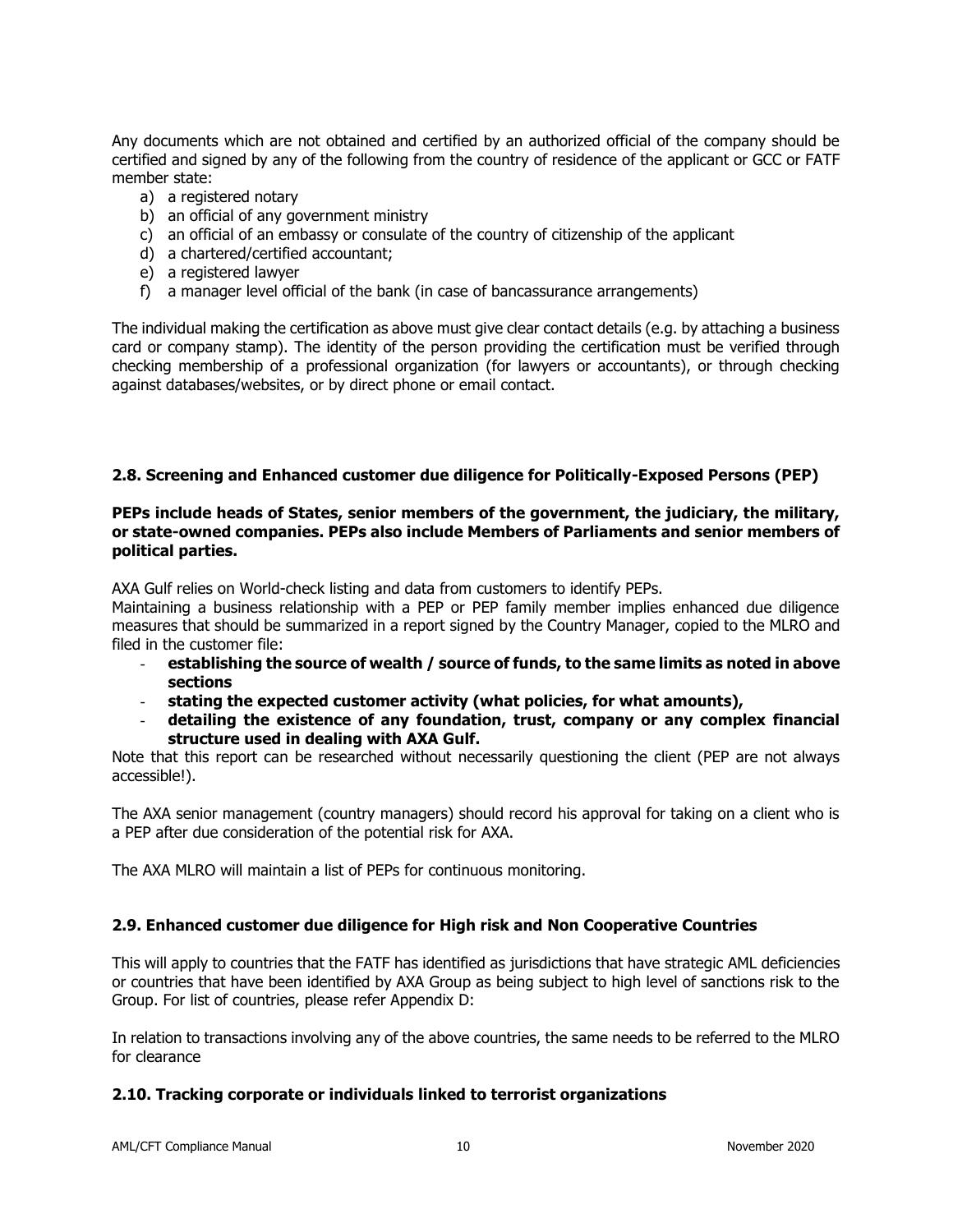Any documents which are not obtained and certified by an authorized official of the company should be certified and signed by any of the following from the country of residence of the applicant or GCC or FATF member state:

a) a registered notary
b) an official of any government ministry
c) an official of an embassy or consulate of the country of citizenship of the applicant
d) a chartered/certified accountant;
e) a registered lawyer
f) a manager level official of the bank (in case of bancassurance arrangements)

The individual making the certification as above must give clear contact details (e.g. by attaching a business card or company stamp). The identity of the person providing the certification must be verified through checking membership of a professional organization (for lawyers or accountants), or through checking against databases/websites, or by direct phone or email contact.

### 2.8. Screening and Enhanced customer due diligence for Politically-Exposed Persons (PEP)

**PEPs include heads of States, senior members of the government, the judiciary, the military, or state-owned companies. PEPs also include Members of Parliaments and senior members of political parties.**

AXA Gulf relies on World-check listing and data from customers to identify PEPs.
Maintaining a business relationship with a PEP or PEP family member implies enhanced due diligence measures that should be summarized in a report signed by the Country Manager, copied to the MLRO and filed in the customer file:

- **establishing the source of wealth / source of funds, to the same limits as noted in above sections**
- **stating the expected customer activity (what policies, for what amounts),**
- **detailing the existence of any foundation, trust, company or any complex financial structure used in dealing with AXA Gulf.**

Note that this report can be researched without necessarily questioning the client (PEP are not always accessible!).

The AXA senior management (country managers) should record his approval for taking on a client who is a PEP after due consideration of the potential risk for AXA.

The AXA MLRO will maintain a list of PEPs for continuous monitoring.

### 2.9. Enhanced customer due diligence for High risk and Non Cooperative Countries

This will apply to countries that the FATF has identified as jurisdictions that have strategic AML deficiencies or countries that have been identified by AXA Group as being subject to high level of sanctions risk to the Group. For list of countries, please refer Appendix D:

In relation to transactions involving any of the above countries, the same needs to be referred to the MLRO for clearance

### 2.10. Tracking corporate or individuals linked to terrorist organizations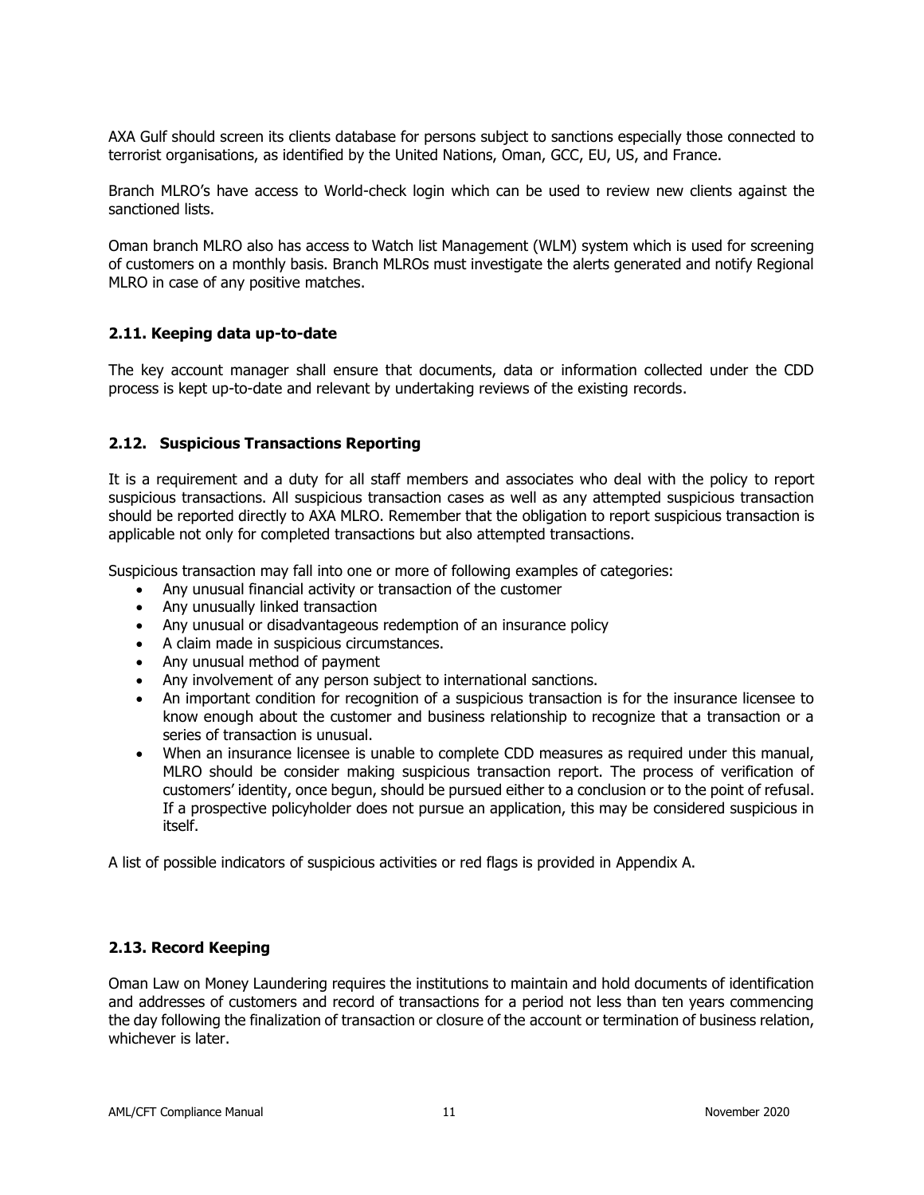AXA Gulf should screen its clients database for persons subject to sanctions especially those connected to terrorist organisations, as identified by the United Nations, Oman, GCC, EU, US, and France.

Branch MLRO's have access to World-check login which can be used to review new clients against the sanctioned lists.

Oman branch MLRO also has access to Watch list Management (WLM) system which is used for screening of customers on a monthly basis. Branch MLROs must investigate the alerts generated and notify Regional MLRO in case of any positive matches.

### 2.11. Keeping data up-to-date

The key account manager shall ensure that documents, data or information collected under the CDD process is kept up-to-date and relevant by undertaking reviews of the existing records.

### 2.12. Suspicious Transactions Reporting

It is a requirement and a duty for all staff members and associates who deal with the policy to report suspicious transactions. All suspicious transaction cases as well as any attempted suspicious transaction should be reported directly to AXA MLRO. Remember that the obligation to report suspicious transaction is applicable not only for completed transactions but also attempted transactions.

Suspicious transaction may fall into one or more of following examples of categories:

- Any unusual financial activity or transaction of the customer
- Any unusually linked transaction
- Any unusual or disadvantageous redemption of an insurance policy
- A claim made in suspicious circumstances.
- Any unusual method of payment
- Any involvement of any person subject to international sanctions.
- An important condition for recognition of a suspicious transaction is for the insurance licensee to know enough about the customer and business relationship to recognize that a transaction or a series of transaction is unusual.
- When an insurance licensee is unable to complete CDD measures as required under this manual, MLRO should be consider making suspicious transaction report. The process of verification of customers' identity, once begun, should be pursued either to a conclusion or to the point of refusal. If a prospective policyholder does not pursue an application, this may be considered suspicious in itself.

A list of possible indicators of suspicious activities or red flags is provided in Appendix A.

### 2.13. Record Keeping

Oman Law on Money Laundering requires the institutions to maintain and hold documents of identification and addresses of customers and record of transactions for a period not less than ten years commencing the day following the finalization of transaction or closure of the account or termination of business relation, whichever is later.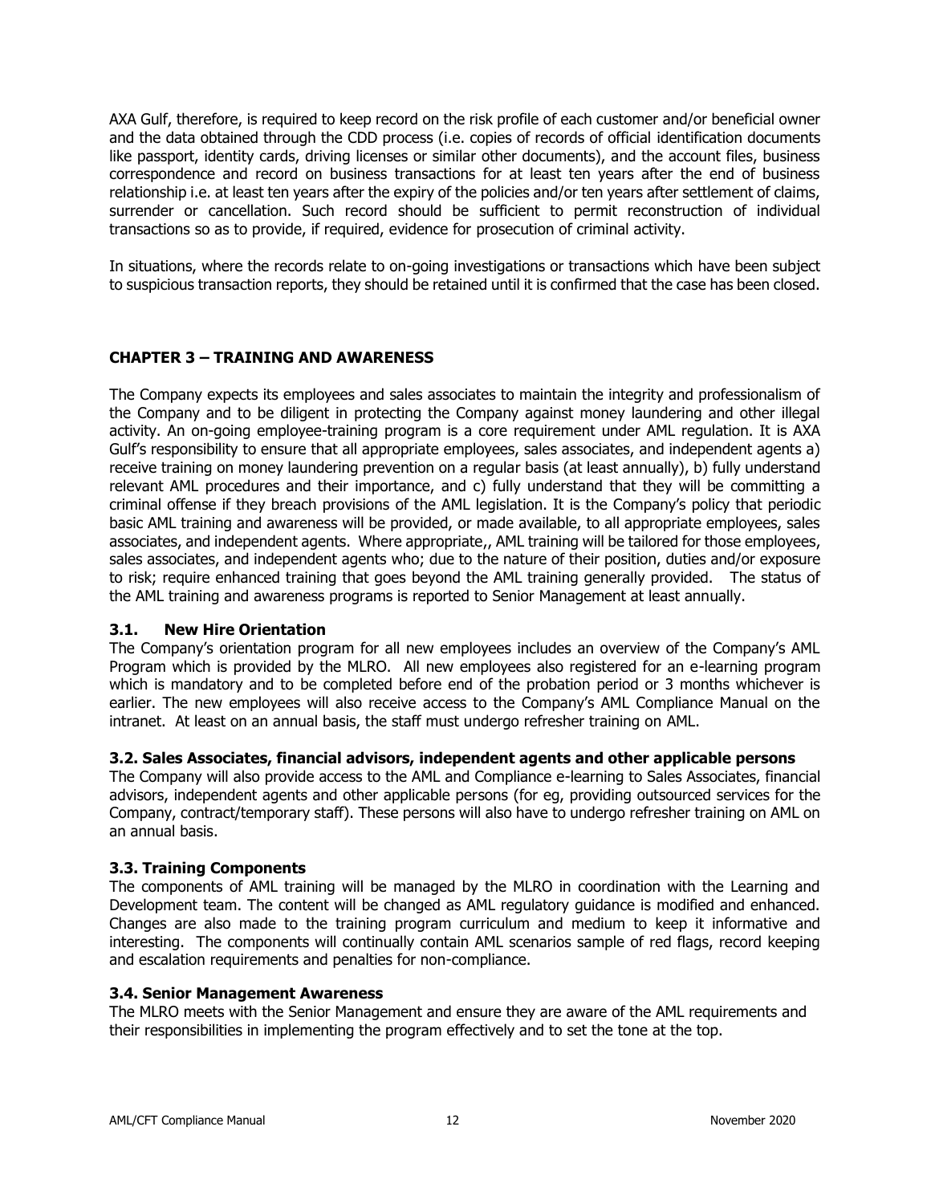AXA Gulf, therefore, is required to keep record on the risk profile of each customer and/or beneficial owner and the data obtained through the CDD process (i.e. copies of records of official identification documents like passport, identity cards, driving licenses or similar other documents), and the account files, business correspondence and record on business transactions for at least ten years after the end of business relationship i.e. at least ten years after the expiry of the policies and/or ten years after settlement of claims, surrender or cancellation. Such record should be sufficient to permit reconstruction of individual transactions so as to provide, if required, evidence for prosecution of criminal activity.

In situations, where the records relate to on-going investigations or transactions which have been subject to suspicious transaction reports, they should be retained until it is confirmed that the case has been closed.

## CHAPTER 3 – TRAINING AND AWARENESS

The Company expects its employees and sales associates to maintain the integrity and professionalism of the Company and to be diligent in protecting the Company against money laundering and other illegal activity. An on-going employee-training program is a core requirement under AML regulation. It is AXA Gulf's responsibility to ensure that all appropriate employees, sales associates, and independent agents a) receive training on money laundering prevention on a regular basis (at least annually), b) fully understand relevant AML procedures and their importance, and c) fully understand that they will be committing a criminal offense if they breach provisions of the AML legislation. It is the Company's policy that periodic basic AML training and awareness will be provided, or made available, to all appropriate employees, sales associates, and independent agents. Where appropriate,, AML training will be tailored for those employees, sales associates, and independent agents who; due to the nature of their position, duties and/or exposure to risk; require enhanced training that goes beyond the AML training generally provided. The status of the AML training and awareness programs is reported to Senior Management at least annually.

### 3.1. New Hire Orientation

The Company's orientation program for all new employees includes an overview of the Company's AML Program which is provided by the MLRO. All new employees also registered for an e-learning program which is mandatory and to be completed before end of the probation period or 3 months whichever is earlier. The new employees will also receive access to the Company's AML Compliance Manual on the intranet. At least on an annual basis, the staff must undergo refresher training on AML.

### 3.2. Sales Associates, financial advisors, independent agents and other applicable persons

The Company will also provide access to the AML and Compliance e-learning to Sales Associates, financial advisors, independent agents and other applicable persons (for eg, providing outsourced services for the Company, contract/temporary staff). These persons will also have to undergo refresher training on AML on an annual basis.

### 3.3. Training Components

The components of AML training will be managed by the MLRO in coordination with the Learning and Development team. The content will be changed as AML regulatory guidance is modified and enhanced. Changes are also made to the training program curriculum and medium to keep it informative and interesting. The components will continually contain AML scenarios sample of red flags, record keeping and escalation requirements and penalties for non-compliance.

### 3.4. Senior Management Awareness

The MLRO meets with the Senior Management and ensure they are aware of the AML requirements and their responsibilities in implementing the program effectively and to set the tone at the top.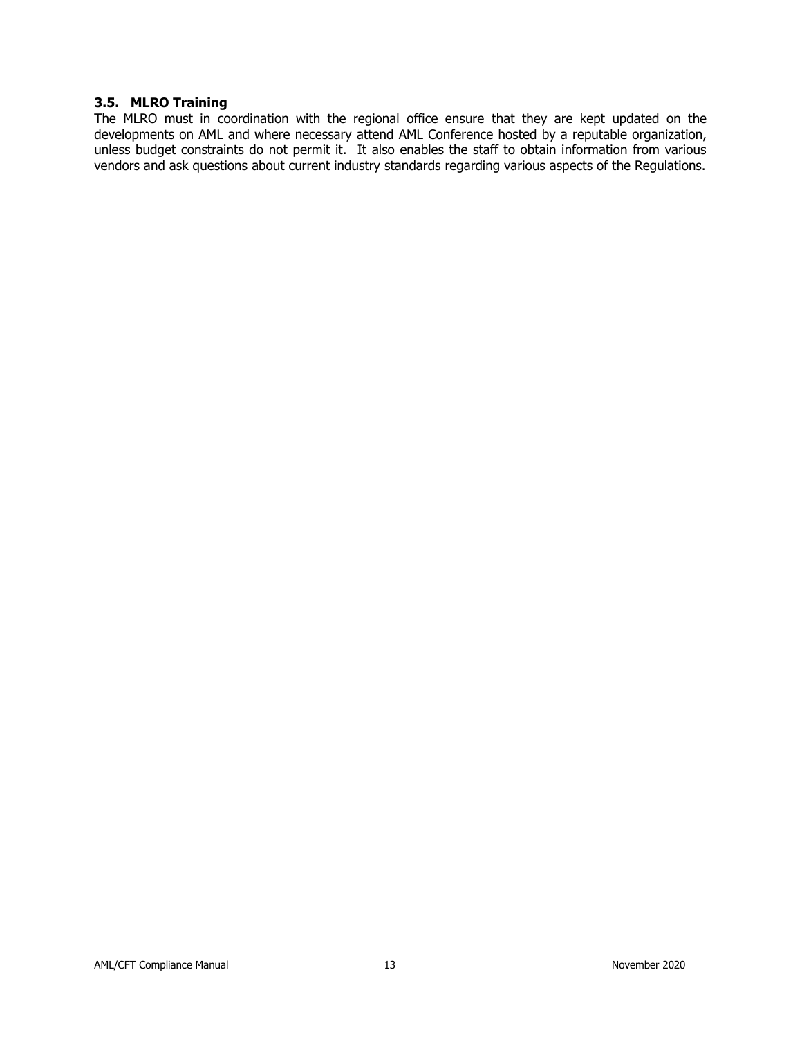### 3.5. MLRO Training

The MLRO must in coordination with the regional office ensure that they are kept updated on the developments on AML and where necessary attend AML Conference hosted by a reputable organization, unless budget constraints do not permit it. It also enables the staff to obtain information from various vendors and ask questions about current industry standards regarding various aspects of the Regulations.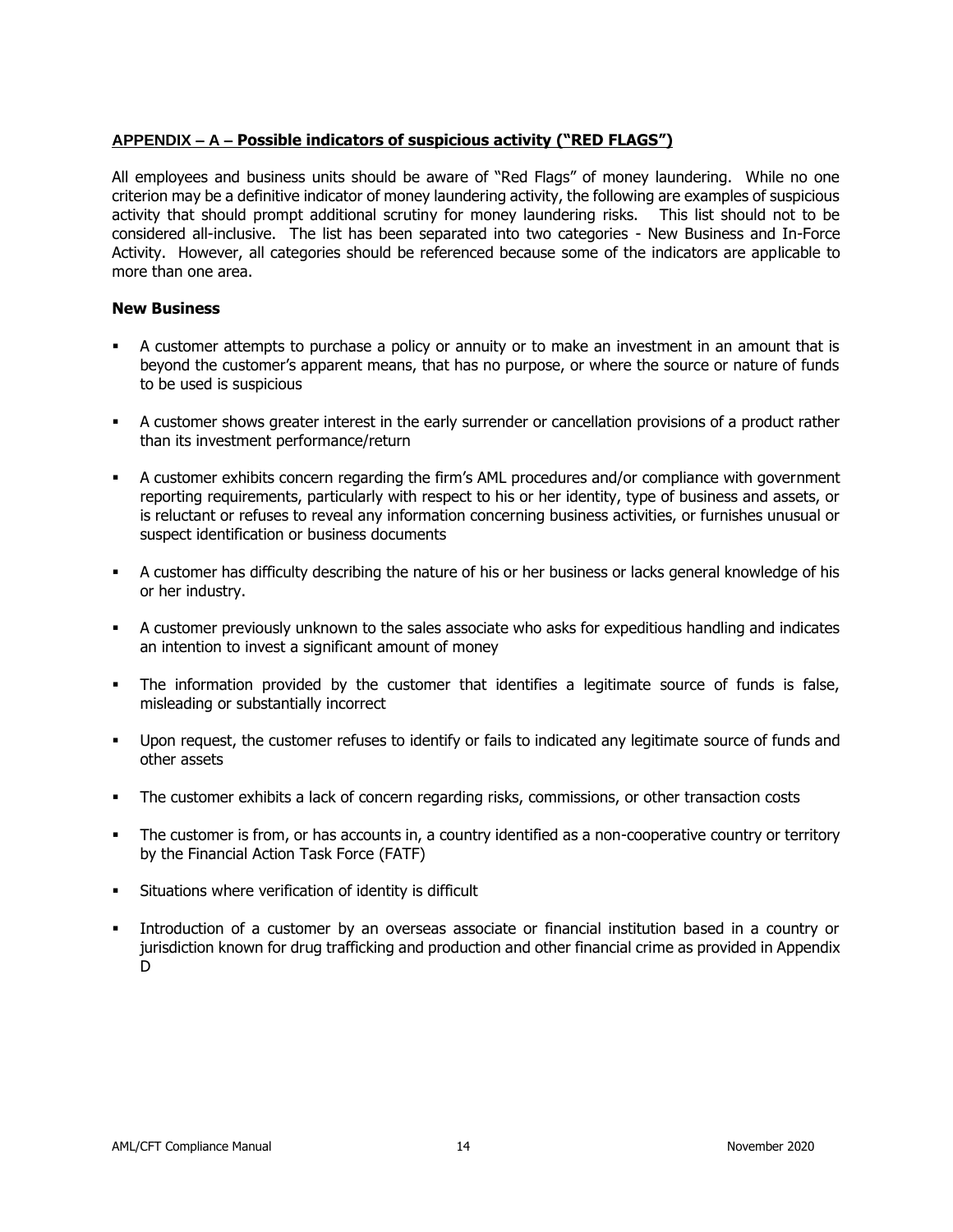## APPENDIX – A – Possible indicators of suspicious activity ("RED FLAGS")

All employees and business units should be aware of "Red Flags" of money laundering. While no one criterion may be a definitive indicator of money laundering activity, the following are examples of suspicious activity that should prompt additional scrutiny for money laundering risks. This list should not to be considered all-inclusive. The list has been separated into two categories - New Business and In-Force Activity. However, all categories should be referenced because some of the indicators are applicable to more than one area.

### New Business

- A customer attempts to purchase a policy or annuity or to make an investment in an amount that is beyond the customer's apparent means, that has no purpose, or where the source or nature of funds to be used is suspicious
- A customer shows greater interest in the early surrender or cancellation provisions of a product rather than its investment performance/return
- A customer exhibits concern regarding the firm's AML procedures and/or compliance with government reporting requirements, particularly with respect to his or her identity, type of business and assets, or is reluctant or refuses to reveal any information concerning business activities, or furnishes unusual or suspect identification or business documents
- A customer has difficulty describing the nature of his or her business or lacks general knowledge of his or her industry.
- A customer previously unknown to the sales associate who asks for expeditious handling and indicates an intention to invest a significant amount of money
- The information provided by the customer that identifies a legitimate source of funds is false, misleading or substantially incorrect
- Upon request, the customer refuses to identify or fails to indicated any legitimate source of funds and other assets
- The customer exhibits a lack of concern regarding risks, commissions, or other transaction costs
- The customer is from, or has accounts in, a country identified as a non-cooperative country or territory by the Financial Action Task Force (FATF)
- Situations where verification of identity is difficult
- Introduction of a customer by an overseas associate or financial institution based in a country or jurisdiction known for drug trafficking and production and other financial crime as provided in Appendix D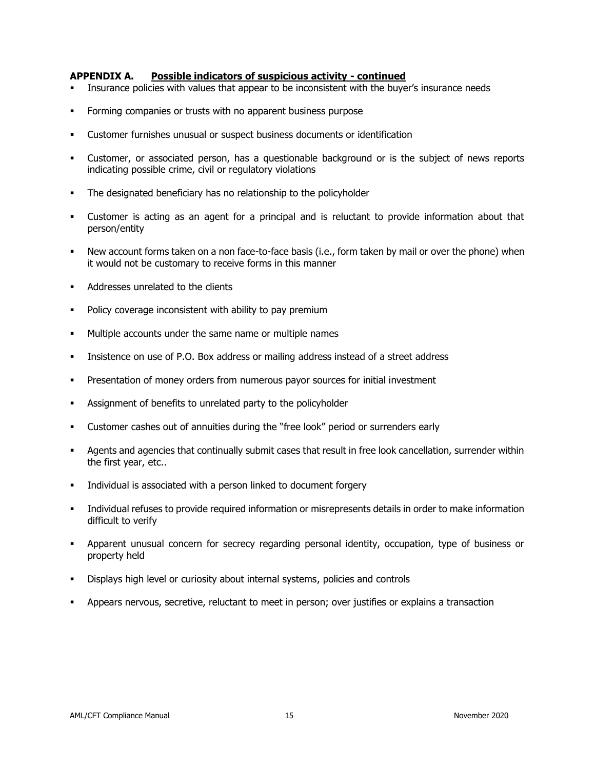**APPENDIX A. Possible indicators of suspicious activity - continued**

- Insurance policies with values that appear to be inconsistent with the buyer's insurance needs
- Forming companies or trusts with no apparent business purpose
- Customer furnishes unusual or suspect business documents or identification
- Customer, or associated person, has a questionable background or is the subject of news reports indicating possible crime, civil or regulatory violations
- The designated beneficiary has no relationship to the policyholder
- Customer is acting as an agent for a principal and is reluctant to provide information about that person/entity
- New account forms taken on a non face-to-face basis (i.e., form taken by mail or over the phone) when it would not be customary to receive forms in this manner
- Addresses unrelated to the clients
- Policy coverage inconsistent with ability to pay premium
- Multiple accounts under the same name or multiple names
- Insistence on use of P.O. Box address or mailing address instead of a street address
- Presentation of money orders from numerous payor sources for initial investment
- Assignment of benefits to unrelated party to the policyholder
- Customer cashes out of annuities during the "free look" period or surrenders early
- Agents and agencies that continually submit cases that result in free look cancellation, surrender within the first year, etc..
- Individual is associated with a person linked to document forgery
- Individual refuses to provide required information or misrepresents details in order to make information difficult to verify
- Apparent unusual concern for secrecy regarding personal identity, occupation, type of business or property held
- Displays high level or curiosity about internal systems, policies and controls
- Appears nervous, secretive, reluctant to meet in person; over justifies or explains a transaction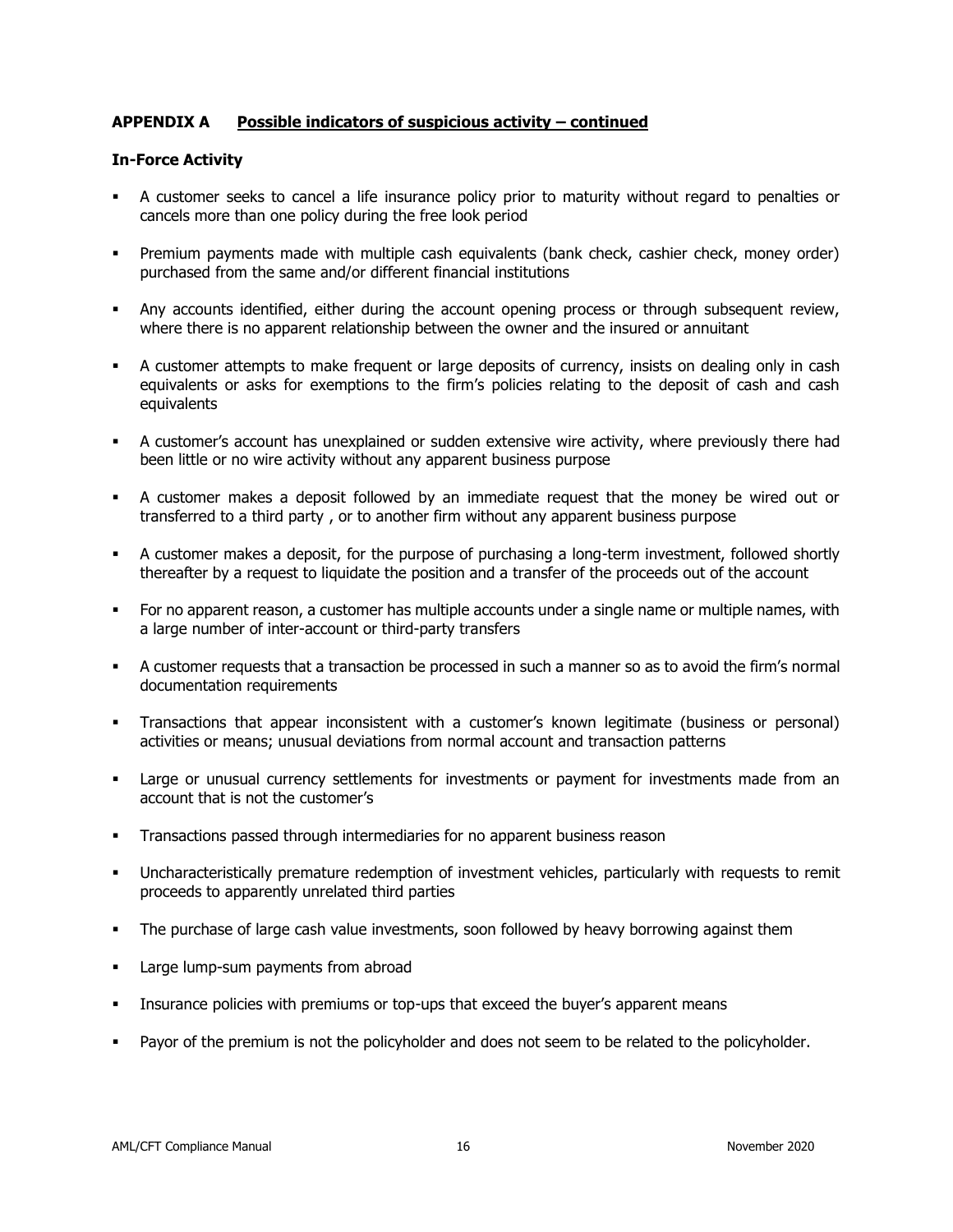**APPENDIX A Possible indicators of suspicious activity – continued**

**In-Force Activity**

- A customer seeks to cancel a life insurance policy prior to maturity without regard to penalties or cancels more than one policy during the free look period
- Premium payments made with multiple cash equivalents (bank check, cashier check, money order) purchased from the same and/or different financial institutions
- Any accounts identified, either during the account opening process or through subsequent review, where there is no apparent relationship between the owner and the insured or annuitant
- A customer attempts to make frequent or large deposits of currency, insists on dealing only in cash equivalents or asks for exemptions to the firm's policies relating to the deposit of cash and cash equivalents
- A customer's account has unexplained or sudden extensive wire activity, where previously there had been little or no wire activity without any apparent business purpose
- A customer makes a deposit followed by an immediate request that the money be wired out or transferred to a third party , or to another firm without any apparent business purpose
- A customer makes a deposit, for the purpose of purchasing a long-term investment, followed shortly thereafter by a request to liquidate the position and a transfer of the proceeds out of the account
- For no apparent reason, a customer has multiple accounts under a single name or multiple names, with a large number of inter-account or third-party transfers
- A customer requests that a transaction be processed in such a manner so as to avoid the firm's normal documentation requirements
- Transactions that appear inconsistent with a customer's known legitimate (business or personal) activities or means; unusual deviations from normal account and transaction patterns
- Large or unusual currency settlements for investments or payment for investments made from an account that is not the customer's
- Transactions passed through intermediaries for no apparent business reason
- Uncharacteristically premature redemption of investment vehicles, particularly with requests to remit proceeds to apparently unrelated third parties
- The purchase of large cash value investments, soon followed by heavy borrowing against them
- Large lump-sum payments from abroad
- Insurance policies with premiums or top-ups that exceed the buyer's apparent means
- Payor of the premium is not the policyholder and does not seem to be related to the policyholder.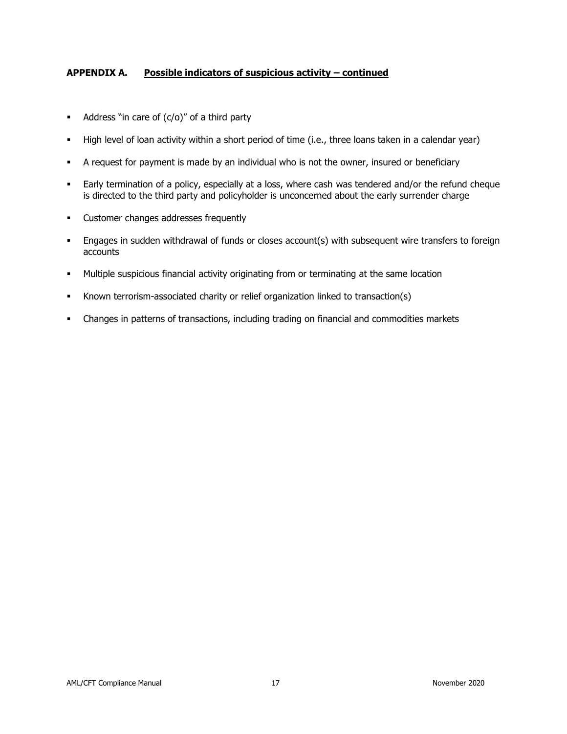**APPENDIX A.** **Possible indicators of suspicious activity – continued**

- Address "in care of (c/o)" of a third party
- High level of loan activity within a short period of time (i.e., three loans taken in a calendar year)
- A request for payment is made by an individual who is not the owner, insured or beneficiary
- Early termination of a policy, especially at a loss, where cash was tendered and/or the refund cheque is directed to the third party and policyholder is unconcerned about the early surrender charge
- Customer changes addresses frequently
- Engages in sudden withdrawal of funds or closes account(s) with subsequent wire transfers to foreign accounts
- Multiple suspicious financial activity originating from or terminating at the same location
- Known terrorism-associated charity or relief organization linked to transaction(s)
- Changes in patterns of transactions, including trading on financial and commodities markets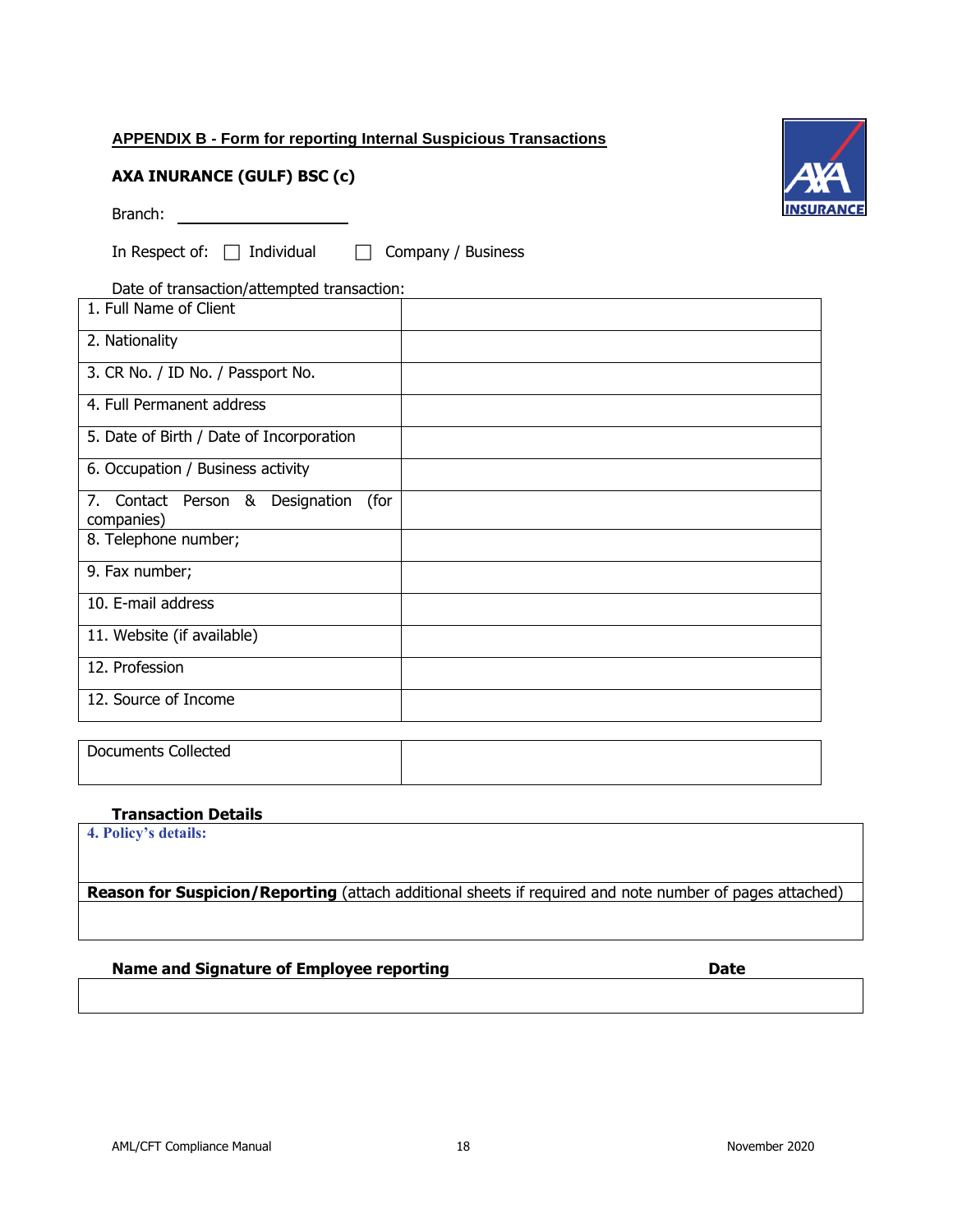## APPENDIX B - Form for reporting Internal Suspicious Transactions

**AXA INURANCE (GULF) BSC (c)**

Branch: ____________________

In Respect of: ☐ Individual ☐ Company / Business

Date of transaction/attempted transaction:

| | |
|---|---|
| 1. Full Name of Client | |
| 2. Nationality | |
| 3. CR No. / ID No. / Passport No. | |
| 4. Full Permanent address | |
| 5. Date of Birth / Date of Incorporation | |
| 6. Occupation / Business activity | |
| 7. Contact Person & Designation (for companies) | |
| 8. Telephone number; | |
| 9. Fax number; | |
| 10. E-mail address | |
| 11. Website (if available) | |
| 12. Profession | |
| 12. Source of Income | |

| | |
|---|---|
| Documents Collected | |

**Transaction Details**

| |
|---|
| **4. Policy's details:** |
| **Reason for Suspicion/Reporting** (attach additional sheets if required and note number of pages attached) |
| |

| **Name and Signature of Employee reporting** | **Date** |
|---|---|
| | |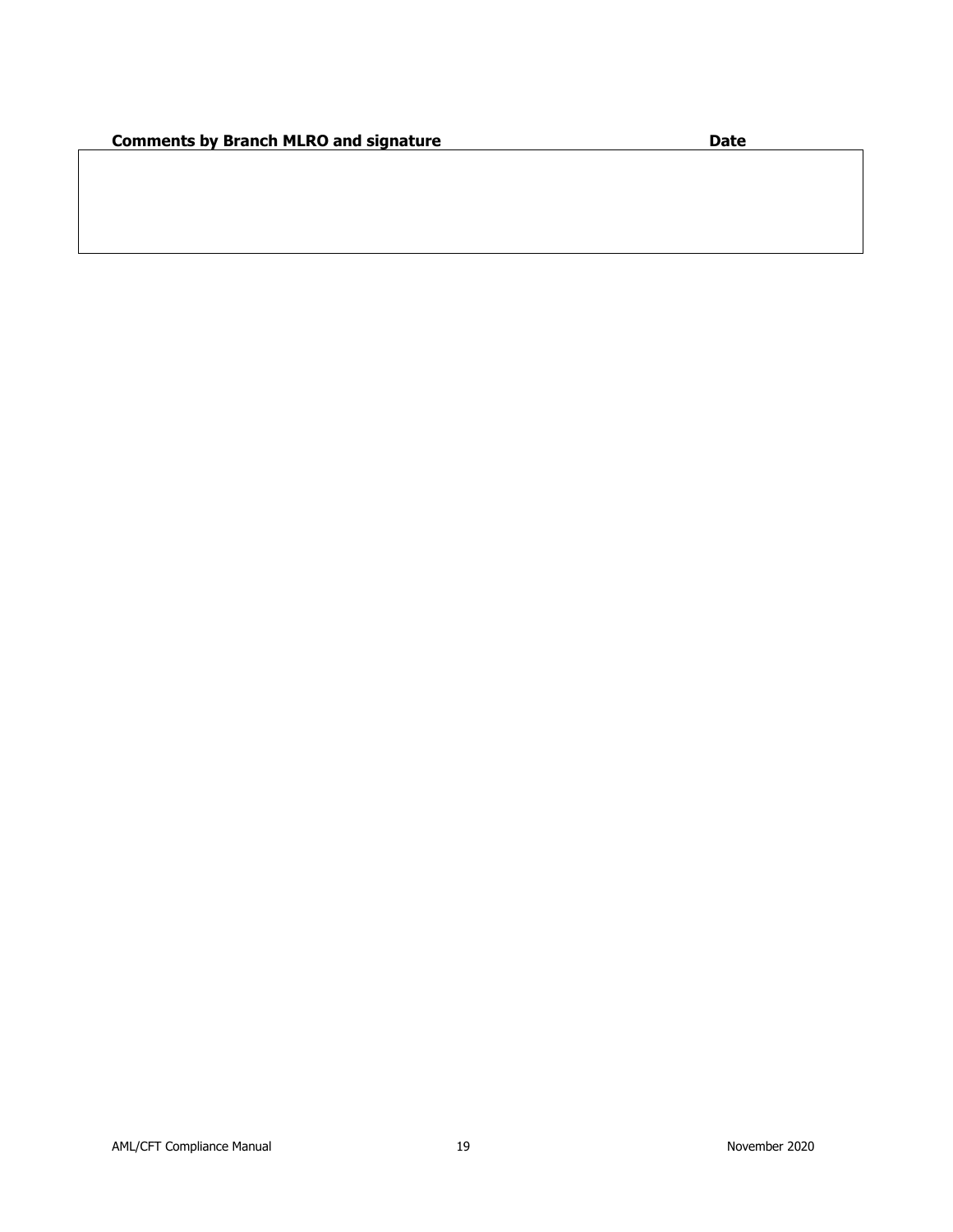**Comments by Branch MLRO and signature** **Date**

| |
|---|
| |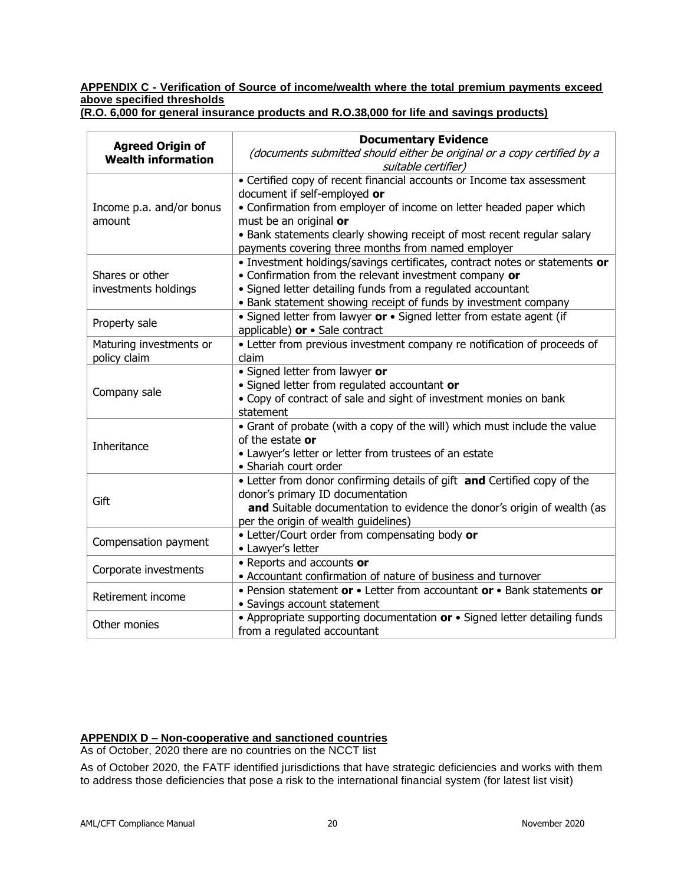## APPENDIX C - Verification of Source of income/wealth where the total premium payments exceed above specified thresholds (R.O. 6,000 for general insurance products and R.O.38,000 for life and savings products)

| Agreed Origin of Wealth information | Documentary Evidence *(documents submitted should either be original or a copy certified by a suitable certifier)* |
|---|---|
| Income p.a. and/or bonus amount | • Certified copy of recent financial accounts or Income tax assessment document if self-employed **or**<br>• Confirmation from employer of income on letter headed paper which must be an original **or**<br>• Bank statements clearly showing receipt of most recent regular salary payments covering three months from named employer |
| Shares or other investments holdings | • Investment holdings/savings certificates, contract notes or statements **or**<br>• Confirmation from the relevant investment company **or**<br>• Signed letter detailing funds from a regulated accountant<br>• Bank statement showing receipt of funds by investment company |
| Property sale | • Signed letter from lawyer **or** • Signed letter from estate agent (if applicable) **or** • Sale contract |
| Maturing investments or policy claim | • Letter from previous investment company re notification of proceeds of claim |
| Company sale | • Signed letter from lawyer **or**<br>• Signed letter from regulated accountant **or**<br>• Copy of contract of sale and sight of investment monies on bank statement |
| Inheritance | • Grant of probate (with a copy of the will) which must include the value of the estate **or**<br>• Lawyer's letter or letter from trustees of an estate<br>• Shariah court order |
| Gift | • Letter from donor confirming details of gift **and** Certified copy of the donor's primary ID documentation<br>**and** Suitable documentation to evidence the donor's origin of wealth (as per the origin of wealth guidelines) |
| Compensation payment | • Letter/Court order from compensating body **or**<br>• Lawyer's letter |
| Corporate investments | • Reports and accounts **or**<br>• Accountant confirmation of nature of business and turnover |
| Retirement income | • Pension statement **or** • Letter from accountant **or** • Bank statements **or**<br>• Savings account statement |
| Other monies | • Appropriate supporting documentation **or** • Signed letter detailing funds from a regulated accountant |

## APPENDIX D – Non-cooperative and sanctioned countries

As of October, 2020 there are no countries on the NCCT list

As of October 2020, the FATF identified jurisdictions that have strategic deficiencies and works with them to address those deficiencies that pose a risk to the international financial system (for latest list visit)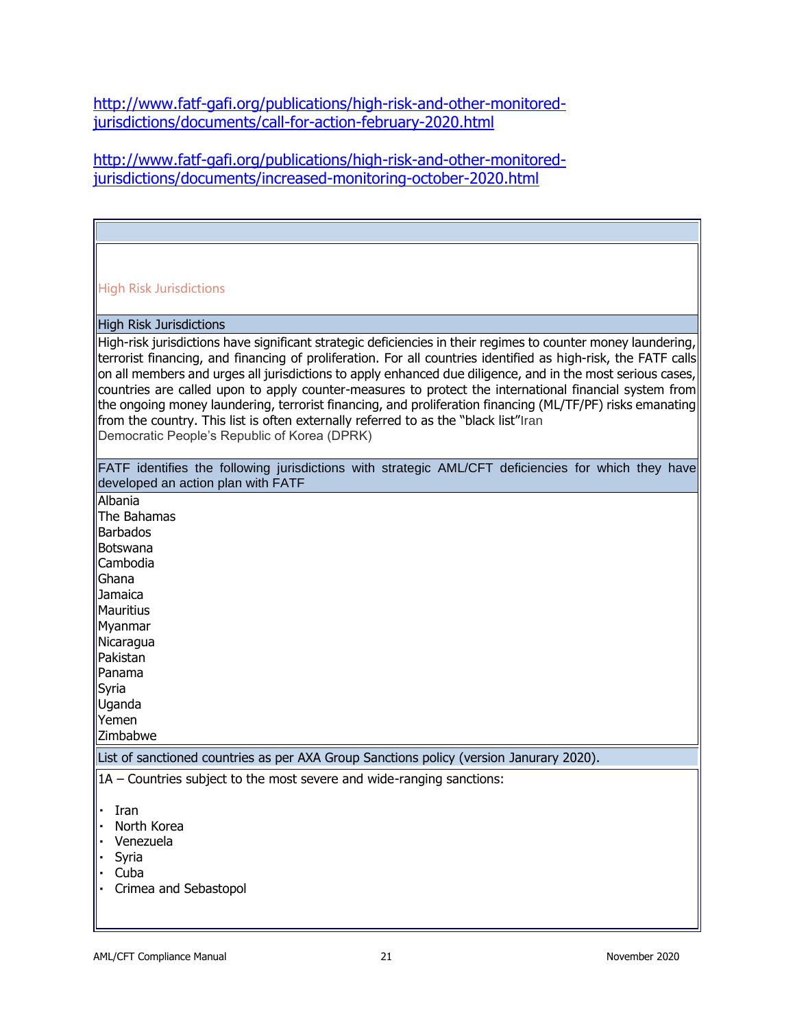http://www.fatf-gafi.org/publications/high-risk-and-other-monitored-jurisdictions/documents/call-for-action-february-2020.html

http://www.fatf-gafi.org/publications/high-risk-and-other-monitored-jurisdictions/documents/increased-monitoring-october-2020.html

## High Risk Jurisdictions

### High Risk Jurisdictions

High-risk jurisdictions have significant strategic deficiencies in their regimes to counter money laundering, terrorist financing, and financing of proliferation. For all countries identified as high-risk, the FATF calls on all members and urges all jurisdictions to apply enhanced due diligence, and in the most serious cases, countries are called upon to apply counter-measures to protect the international financial system from the ongoing money laundering, terrorist financing, and proliferation financing (ML/TF/PF) risks emanating from the country. This list is often externally referred to as the "black list"Iran
Democratic People's Republic of Korea (DPRK)

### FATF identifies the following jurisdictions with strategic AML/CFT deficiencies for which they have developed an action plan with FATF

Albania
The Bahamas
Barbados
Botswana
Cambodia
Ghana
Jamaica
Mauritius
Myanmar
Nicaragua
Pakistan
Panama
Syria
Uganda
Yemen
Zimbabwe

### List of sanctioned countries as per AXA Group Sanctions policy (version Janurary 2020).

1A – Countries subject to the most severe and wide-ranging sanctions:

- Iran
- North Korea
- Venezuela
- Syria
- Cuba
- Crimea and Sebastopol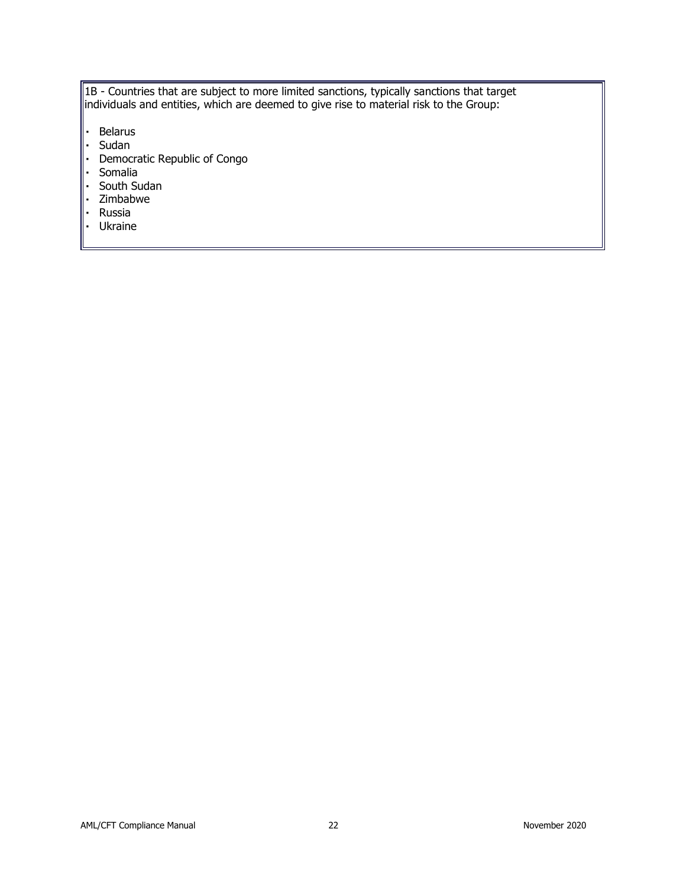1B - Countries that are subject to more limited sanctions, typically sanctions that target individuals and entities, which are deemed to give rise to material risk to the Group:

- Belarus
- Sudan
- Democratic Republic of Congo
- Somalia
- South Sudan
- Zimbabwe
- Russia
- Ukraine